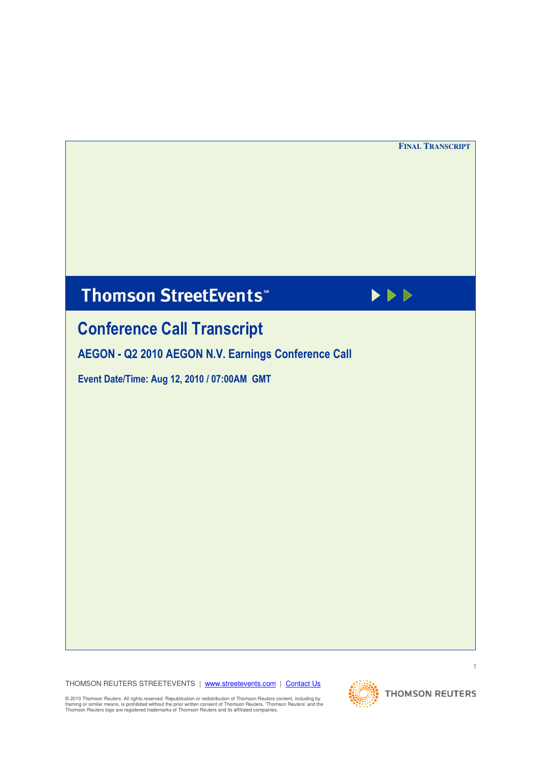**FINAL TRANSCRIPT**

# Thomson StreetEvents℠

## Conference Call Transcript

### AEGON - Q2 2010 AEGON N.V. Earnings Conference Call

**Event Date/Time: Aug 12, 2010 / 07:00AM GMT**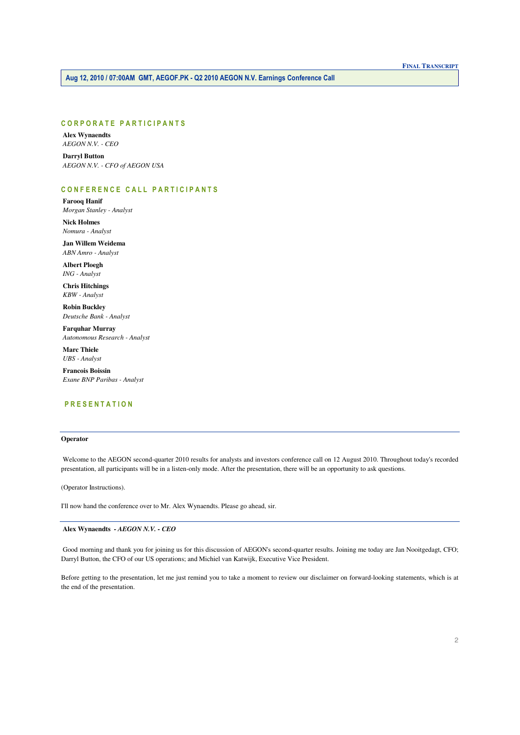**FINAL TRANSCRIPT**

**Aug 12, 2010 / 07:00AM GMT, AEGOF.PK - Q2 2010 AEGON N.V. Earnings Conference Call**

## CORPORATE PARTICIPANTS

**Alex Wynaendts**
*AEGON N.V. - CEO*

**Darryl Button**
*AEGON N.V. - CFO of AEGON USA*

## CONFERENCE CALL PARTICIPANTS

**Farooq Hanif**
*Morgan Stanley - Analyst*

**Nick Holmes**
*Nomura - Analyst*

**Jan Willem Weidema**
*ABN Amro - Analyst*

**Albert Ploegh**
*ING - Analyst*

**Chris Hitchings**
*KBW - Analyst*

**Robin Buckley**
*Deutsche Bank - Analyst*

**Farquhar Murray**
*Autonomous Research - Analyst*

**Marc Thiele**
*UBS - Analyst*

**Francois Boissin**
*Exane BNP Paribas - Analyst*

## PRESENTATION

**Operator**

Welcome to the AEGON second-quarter 2010 results for analysts and investors conference call on 12 August 2010. Throughout today's recorded presentation, all participants will be in a listen-only mode. After the presentation, there will be an opportunity to ask questions.

(Operator Instructions).

I'll now hand the conference over to Mr. Alex Wynaendts. Please go ahead, sir.

**Alex Wynaendts** *- AEGON N.V. - CEO*

Good morning and thank you for joining us for this discussion of AEGON's second-quarter results. Joining me today are Jan Nooitgedagt, CFO; Darryl Button, the CFO of our US operations; and Michiel van Katwijk, Executive Vice President.

Before getting to the presentation, let me just remind you to take a moment to review our disclaimer on forward-looking statements, which is at the end of the presentation.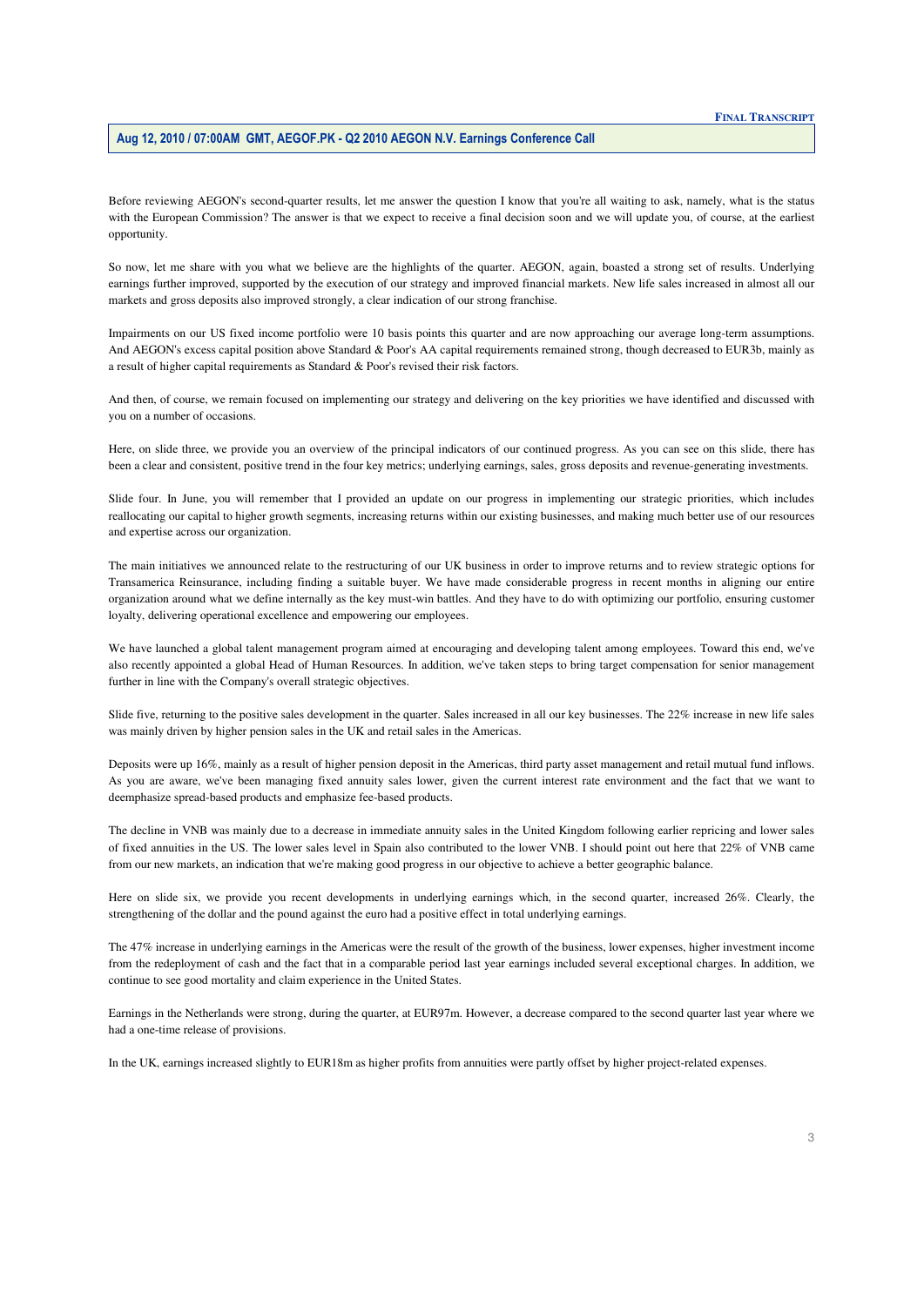Before reviewing AEGON's second-quarter results, let me answer the question I know that you're all waiting to ask, namely, what is the status with the European Commission? The answer is that we expect to receive a final decision soon and we will update you, of course, at the earliest opportunity.

So now, let me share with you what we believe are the highlights of the quarter. AEGON, again, boasted a strong set of results. Underlying earnings further improved, supported by the execution of our strategy and improved financial markets. New life sales increased in almost all our markets and gross deposits also improved strongly, a clear indication of our strong franchise.

Impairments on our US fixed income portfolio were 10 basis points this quarter and are now approaching our average long-term assumptions. And AEGON's excess capital position above Standard & Poor's AA capital requirements remained strong, though decreased to EUR3b, mainly as a result of higher capital requirements as Standard & Poor's revised their risk factors.

And then, of course, we remain focused on implementing our strategy and delivering on the key priorities we have identified and discussed with you on a number of occasions.

Here, on slide three, we provide you an overview of the principal indicators of our continued progress. As you can see on this slide, there has been a clear and consistent, positive trend in the four key metrics; underlying earnings, sales, gross deposits and revenue-generating investments.

Slide four. In June, you will remember that I provided an update on our progress in implementing our strategic priorities, which includes reallocating our capital to higher growth segments, increasing returns within our existing businesses, and making much better use of our resources and expertise across our organization.

The main initiatives we announced relate to the restructuring of our UK business in order to improve returns and to review strategic options for Transamerica Reinsurance, including finding a suitable buyer. We have made considerable progress in recent months in aligning our entire organization around what we define internally as the key must-win battles. And they have to do with optimizing our portfolio, ensuring customer loyalty, delivering operational excellence and empowering our employees.

We have launched a global talent management program aimed at encouraging and developing talent among employees. Toward this end, we've also recently appointed a global Head of Human Resources. In addition, we've taken steps to bring target compensation for senior management further in line with the Company's overall strategic objectives.

Slide five, returning to the positive sales development in the quarter. Sales increased in all our key businesses. The 22% increase in new life sales was mainly driven by higher pension sales in the UK and retail sales in the Americas.

Deposits were up 16%, mainly as a result of higher pension deposit in the Americas, third party asset management and retail mutual fund inflows. As you are aware, we've been managing fixed annuity sales lower, given the current interest rate environment and the fact that we want to deemphasize spread-based products and emphasize fee-based products.

The decline in VNB was mainly due to a decrease in immediate annuity sales in the United Kingdom following earlier repricing and lower sales of fixed annuities in the US. The lower sales level in Spain also contributed to the lower VNB. I should point out here that 22% of VNB came from our new markets, an indication that we're making good progress in our objective to achieve a better geographic balance.

Here on slide six, we provide you recent developments in underlying earnings which, in the second quarter, increased 26%. Clearly, the strengthening of the dollar and the pound against the euro had a positive effect in total underlying earnings.

The 47% increase in underlying earnings in the Americas were the result of the growth of the business, lower expenses, higher investment income from the redeployment of cash and the fact that in a comparable period last year earnings included several exceptional charges. In addition, we continue to see good mortality and claim experience in the United States.

Earnings in the Netherlands were strong, during the quarter, at EUR97m. However, a decrease compared to the second quarter last year where we had a one-time release of provisions.

In the UK, earnings increased slightly to EUR18m as higher profits from annuities were partly offset by higher project-related expenses.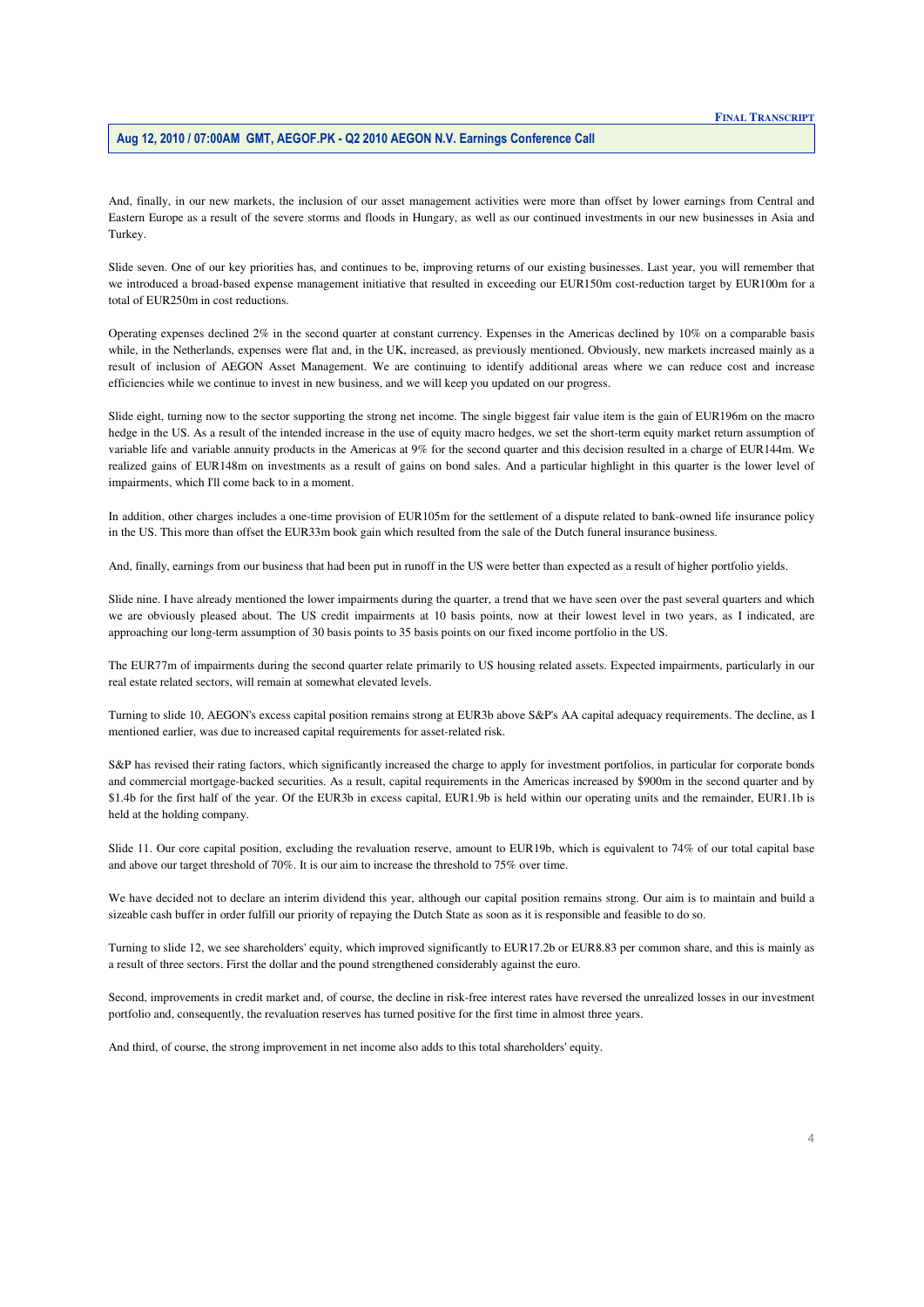And, finally, in our new markets, the inclusion of our asset management activities were more than offset by lower earnings from Central and Eastern Europe as a result of the severe storms and floods in Hungary, as well as our continued investments in our new businesses in Asia and Turkey.

Slide seven. One of our key priorities has, and continues to be, improving returns of our existing businesses. Last year, you will remember that we introduced a broad-based expense management initiative that resulted in exceeding our EUR150m cost-reduction target by EUR100m for a total of EUR250m in cost reductions.

Operating expenses declined 2% in the second quarter at constant currency. Expenses in the Americas declined by 10% on a comparable basis while, in the Netherlands, expenses were flat and, in the UK, increased, as previously mentioned. Obviously, new markets increased mainly as a result of inclusion of AEGON Asset Management. We are continuing to identify additional areas where we can reduce cost and increase efficiencies while we continue to invest in new business, and we will keep you updated on our progress.

Slide eight, turning now to the sector supporting the strong net income. The single biggest fair value item is the gain of EUR196m on the macro hedge in the US. As a result of the intended increase in the use of equity macro hedges, we set the short-term equity market return assumption of variable life and variable annuity products in the Americas at 9% for the second quarter and this decision resulted in a charge of EUR144m. We realized gains of EUR148m on investments as a result of gains on bond sales. And a particular highlight in this quarter is the lower level of impairments, which I'll come back to in a moment.

In addition, other charges includes a one-time provision of EUR105m for the settlement of a dispute related to bank-owned life insurance policy in the US. This more than offset the EUR33m book gain which resulted from the sale of the Dutch funeral insurance business.

And, finally, earnings from our business that had been put in runoff in the US were better than expected as a result of higher portfolio yields.

Slide nine. I have already mentioned the lower impairments during the quarter, a trend that we have seen over the past several quarters and which we are obviously pleased about. The US credit impairments at 10 basis points, now at their lowest level in two years, as I indicated, are approaching our long-term assumption of 30 basis points to 35 basis points on our fixed income portfolio in the US.

The EUR77m of impairments during the second quarter relate primarily to US housing related assets. Expected impairments, particularly in our real estate related sectors, will remain at somewhat elevated levels.

Turning to slide 10, AEGON's excess capital position remains strong at EUR3b above S&P's AA capital adequacy requirements. The decline, as I mentioned earlier, was due to increased capital requirements for asset-related risk.

S&P has revised their rating factors, which significantly increased the charge to apply for investment portfolios, in particular for corporate bonds and commercial mortgage-backed securities. As a result, capital requirements in the Americas increased by $900m in the second quarter and by $1.4b for the first half of the year. Of the EUR3b in excess capital, EUR1.9b is held within our operating units and the remainder, EUR1.1b is held at the holding company.

Slide 11. Our core capital position, excluding the revaluation reserve, amount to EUR19b, which is equivalent to 74% of our total capital base and above our target threshold of 70%. It is our aim to increase the threshold to 75% over time.

We have decided not to declare an interim dividend this year, although our capital position remains strong. Our aim is to maintain and build a sizeable cash buffer in order fulfill our priority of repaying the Dutch State as soon as it is responsible and feasible to do so.

Turning to slide 12, we see shareholders' equity, which improved significantly to EUR17.2b or EUR8.83 per common share, and this is mainly as a result of three sectors. First the dollar and the pound strengthened considerably against the euro.

Second, improvements in credit market and, of course, the decline in risk-free interest rates have reversed the unrealized losses in our investment portfolio and, consequently, the revaluation reserves has turned positive for the first time in almost three years.

And third, of course, the strong improvement in net income also adds to this total shareholders' equity.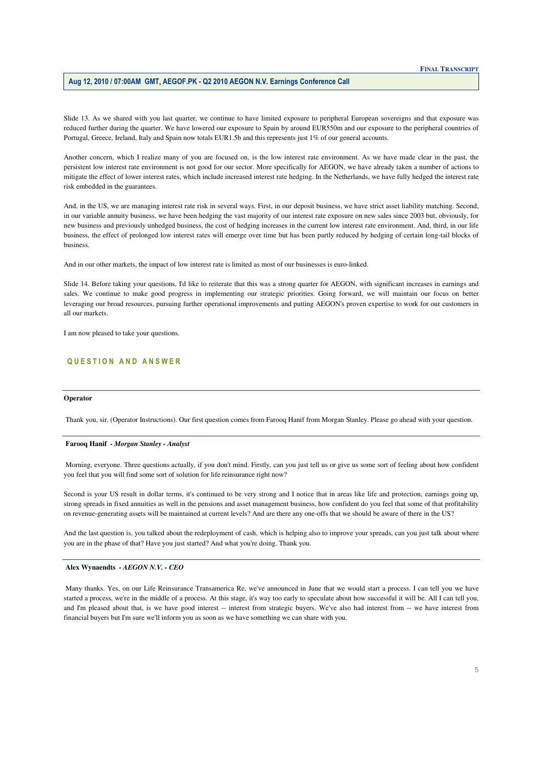Slide 13. As we shared with you last quarter, we continue to have limited exposure to peripheral European sovereigns and that exposure was reduced further during the quarter. We have lowered our exposure to Spain by around EUR550m and our exposure to the peripheral countries of Portugal, Greece, Ireland, Italy and Spain now totals EUR1.5b and this represents just 1% of our general accounts.

Another concern, which I realize many of you are focused on, is the low interest rate environment. As we have made clear in the past, the persistent low interest rate environment is not good for our sector. More specifically for AEGON, we have already taken a number of actions to mitigate the effect of lower interest rates, which include increased interest rate hedging. In the Netherlands, we have fully hedged the interest rate risk embedded in the guarantees.

And, in the US, we are managing interest rate risk in several ways. First, in our deposit business, we have strict asset liability matching. Second, in our variable annuity business, we have been hedging the vast majority of our interest rate exposure on new sales since 2003 but, obviously, for new business and previously unhedged business, the cost of hedging increases in the current low interest rate environment. And, third, in our life business, the effect of prolonged low interest rates will emerge over time but has been partly reduced by hedging of certain long-tail blocks of business.

And in our other markets, the impact of low interest rate is limited as most of our businesses is euro-linked.

Slide 14. Before taking your questions, I'd like to reiterate that this was a strong quarter for AEGON, with significant increases in earnings and sales. We continue to make good progress in implementing our strategic priorities. Going forward, we will maintain our focus on better leveraging our broad resources, pursuing further operational improvements and putting AEGON's proven expertise to work for our customers in all our markets.

I am now pleased to take your questions.

## QUESTION AND ANSWER

**Operator**

Thank you, sir. (Operator Instructions). Our first question comes from Farooq Hanif from Morgan Stanley. Please go ahead with your question.

**Farooq Hanif** *- Morgan Stanley - Analyst*

Morning, everyone. Three questions actually, if you don't mind. Firstly, can you just tell us or give us some sort of feeling about how confident you feel that you will find some sort of solution for life reinsurance right now?

Second is your US result in dollar terms, it's continued to be very strong and I notice that in areas like life and protection, earnings going up, strong spreads in fixed annuities as well in the pensions and asset management business, how confident do you feel that some of that profitability on revenue-generating assets will be maintained at current levels? And are there any one-offs that we should be aware of there in the US?

And the last question is, you talked about the redeployment of cash, which is helping also to improve your spreads, can you just talk about where you are in the phase of that? Have you just started? And what you're doing. Thank you.

**Alex Wynaendts** *- AEGON N.V. - CEO*

Many thanks. Yes, on our Life Reinsurance Transamerica Re, we've announced in June that we would start a process. I can tell you we have started a process, we're in the middle of a process. At this stage, it's way too early to speculate about how successful it will be. All I can tell you, and I'm pleased about that, is we have good interest -- interest from strategic buyers. We've also had interest from -- we have interest from financial buyers but I'm sure we'll inform you as soon as we have something we can share with you.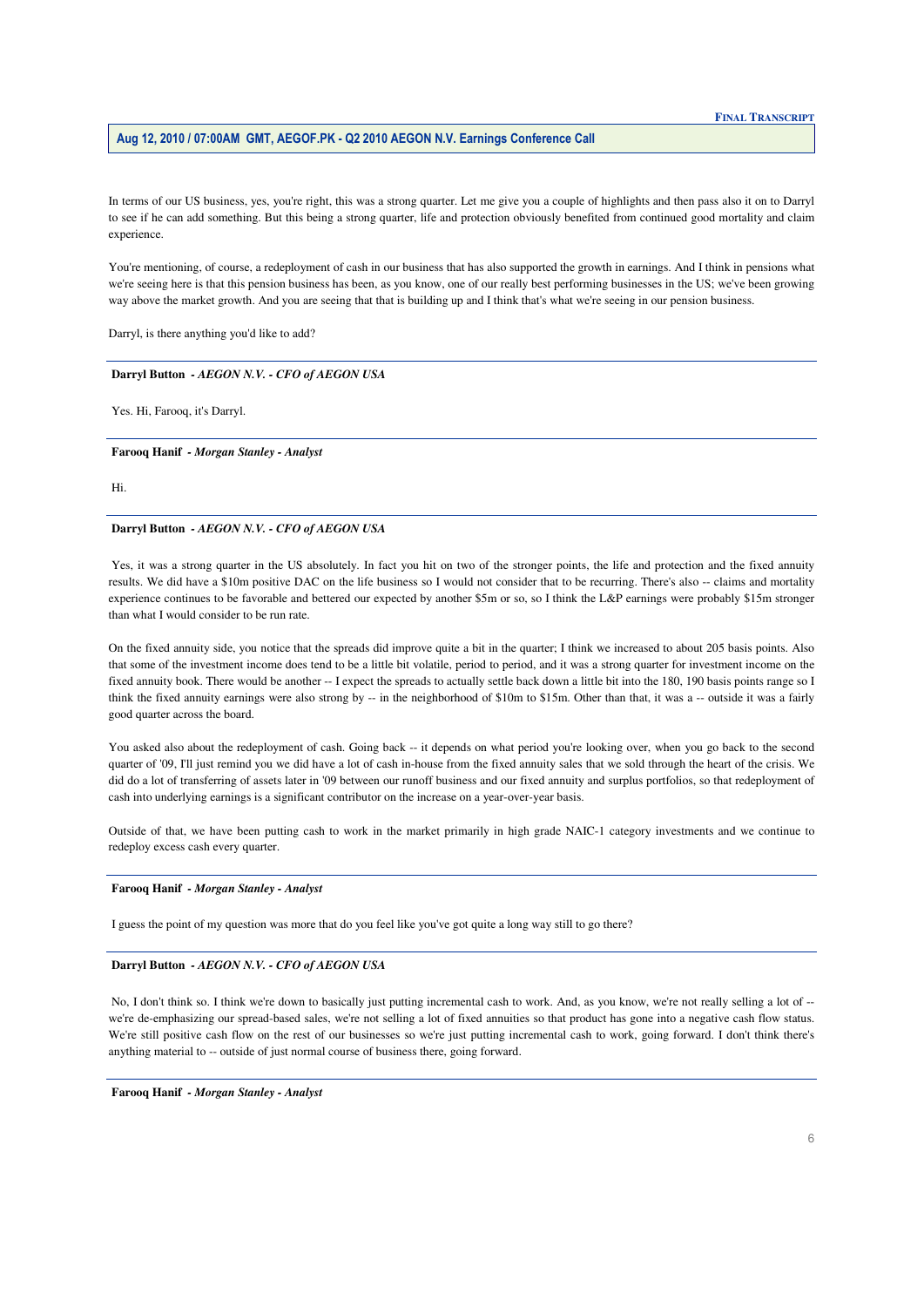In terms of our US business, yes, you're right, this was a strong quarter. Let me give you a couple of highlights and then pass also it on to Darryl to see if he can add something. But this being a strong quarter, life and protection obviously benefited from continued good mortality and claim experience.

You're mentioning, of course, a redeployment of cash in our business that has also supported the growth in earnings. And I think in pensions what we're seeing here is that this pension business has been, as you know, one of our really best performing businesses in the US; we've been growing way above the market growth. And you are seeing that that is building up and I think that's what we're seeing in our pension business.

Darryl, is there anything you'd like to add?

---

**Darryl Button** *- AEGON N.V. - CFO of AEGON USA*

Yes. Hi, Farooq, it's Darryl.

---

**Farooq Hanif** *- Morgan Stanley - Analyst*

Hi.

---

**Darryl Button** *- AEGON N.V. - CFO of AEGON USA*

Yes, it was a strong quarter in the US absolutely. In fact you hit on two of the stronger points, the life and protection and the fixed annuity results. We did have a $10m positive DAC on the life business so I would not consider that to be recurring. There's also -- claims and mortality experience continues to be favorable and bettered our expected by another $5m or so, so I think the L&P earnings were probably $15m stronger than what I would consider to be run rate.

On the fixed annuity side, you notice that the spreads did improve quite a bit in the quarter; I think we increased to about 205 basis points. Also that some of the investment income does tend to be a little bit volatile, period to period, and it was a strong quarter for investment income on the fixed annuity book. There would be another -- I expect the spreads to actually settle back down a little bit into the 180, 190 basis points range so I think the fixed annuity earnings were also strong by -- in the neighborhood of $10m to $15m. Other than that, it was a -- outside it was a fairly good quarter across the board.

You asked also about the redeployment of cash. Going back -- it depends on what period you're looking over, when you go back to the second quarter of '09, I'll just remind you we did have a lot of cash in-house from the fixed annuity sales that we sold through the heart of the crisis. We did do a lot of transferring of assets later in '09 between our runoff business and our fixed annuity and surplus portfolios, so that redeployment of cash into underlying earnings is a significant contributor on the increase on a year-over-year basis.

Outside of that, we have been putting cash to work in the market primarily in high grade NAIC-1 category investments and we continue to redeploy excess cash every quarter.

---

**Farooq Hanif** *- Morgan Stanley - Analyst*

I guess the point of my question was more that do you feel like you've got quite a long way still to go there?

---

**Darryl Button** *- AEGON N.V. - CFO of AEGON USA*

No, I don't think so. I think we're down to basically just putting incremental cash to work. And, as you know, we're not really selling a lot of -- we're de-emphasizing our spread-based sales, we're not selling a lot of fixed annuities so that product has gone into a negative cash flow status. We're still positive cash flow on the rest of our businesses so we're just putting incremental cash to work, going forward. I don't think there's anything material to -- outside of just normal course of business there, going forward.

---

**Farooq Hanif** *- Morgan Stanley - Analyst*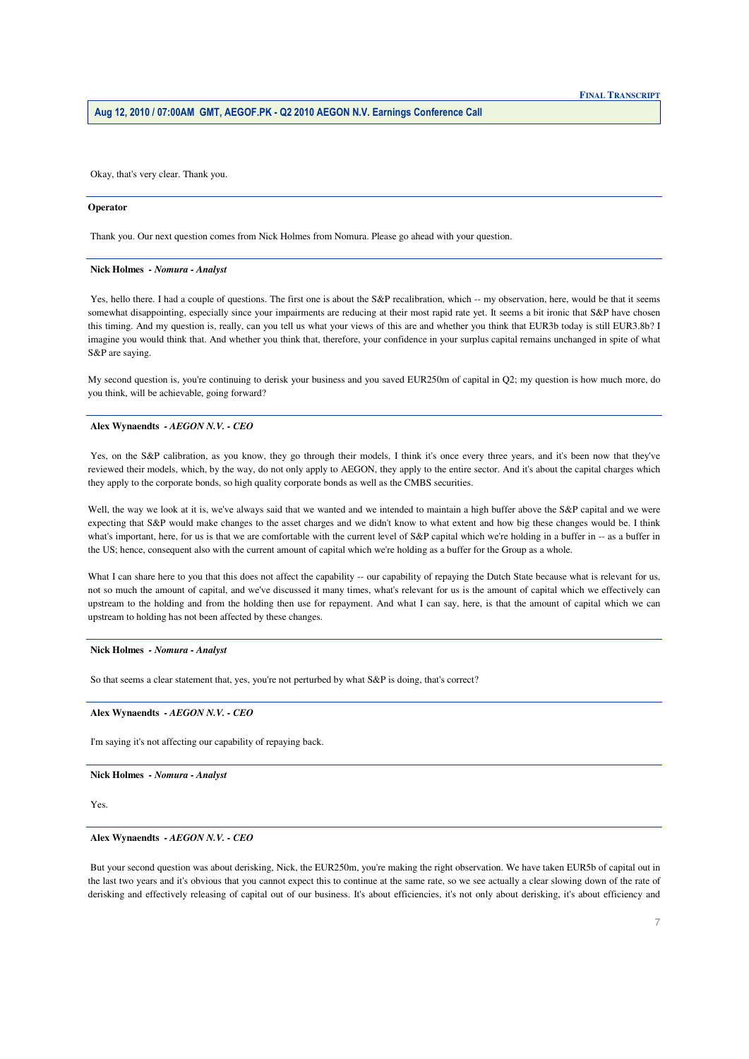Okay, that's very clear. Thank you.

---

**Operator**

Thank you. Our next question comes from Nick Holmes from Nomura. Please go ahead with your question.

---

**Nick Holmes** - *Nomura - Analyst*

Yes, hello there. I had a couple of questions. The first one is about the S&P recalibration, which -- my observation, here, would be that it seems somewhat disappointing, especially since your impairments are reducing at their most rapid rate yet. It seems a bit ironic that S&P have chosen this timing. And my question is, really, can you tell us what your views of this are and whether you think that EUR3b today is still EUR3.8b? I imagine you would think that. And whether you think that, therefore, your confidence in your surplus capital remains unchanged in spite of what S&P are saying.

My second question is, you're continuing to derisk your business and you saved EUR250m of capital in Q2; my question is how much more, do you think, will be achievable, going forward?

---

**Alex Wynaendts** - *AEGON N.V. - CEO*

Yes, on the S&P calibration, as you know, they go through their models, I think it's once every three years, and it's been now that they've reviewed their models, which, by the way, do not only apply to AEGON, they apply to the entire sector. And it's about the capital charges which they apply to the corporate bonds, so high quality corporate bonds as well as the CMBS securities.

Well, the way we look at it is, we've always said that we wanted and we intended to maintain a high buffer above the S&P capital and we were expecting that S&P would make changes to the asset charges and we didn't know to what extent and how big these changes would be. I think what's important, here, for us is that we are comfortable with the current level of S&P capital which we're holding in a buffer in -- as a buffer in the US; hence, consequent also with the current amount of capital which we're holding as a buffer for the Group as a whole.

What I can share here to you that this does not affect the capability -- our capability of repaying the Dutch State because what is relevant for us, not so much the amount of capital, and we've discussed it many times, what's relevant for us is the amount of capital which we effectively can upstream to the holding and from the holding then use for repayment. And what I can say, here, is that the amount of capital which we can upstream to holding has not been affected by these changes.

---

**Nick Holmes** - *Nomura - Analyst*

So that seems a clear statement that, yes, you're not perturbed by what S&P is doing, that's correct?

---

**Alex Wynaendts** - *AEGON N.V. - CEO*

I'm saying it's not affecting our capability of repaying back.

---

**Nick Holmes** - *Nomura - Analyst*

Yes.

---

**Alex Wynaendts** - *AEGON N.V. - CEO*

But your second question was about derisking, Nick, the EUR250m, you're making the right observation. We have taken EUR5b of capital out in the last two years and it's obvious that you cannot expect this to continue at the same rate, so we see actually a clear slowing down of the rate of derisking and effectively releasing of capital out of our business. It's about efficiencies, it's not only about derisking, it's about efficiency and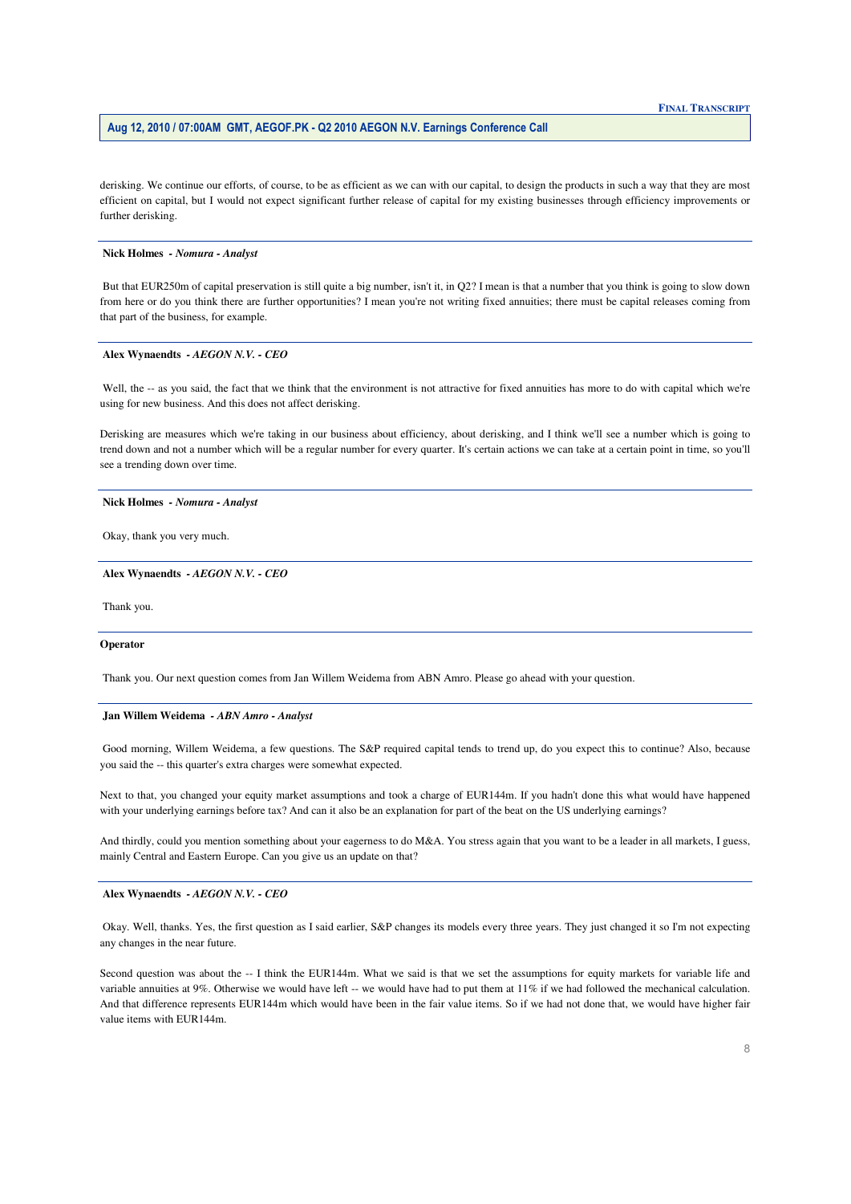derisking. We continue our efforts, of course, to be as efficient as we can with our capital, to design the products in such a way that they are most efficient on capital, but I would not expect significant further release of capital for my existing businesses through efficiency improvements or further derisking.

**Nick Holmes** - *Nomura - Analyst*

But that EUR250m of capital preservation is still quite a big number, isn't it, in Q2? I mean is that a number that you think is going to slow down from here or do you think there are further opportunities? I mean you're not writing fixed annuities; there must be capital releases coming from that part of the business, for example.

**Alex Wynaendts** - *AEGON N.V. - CEO*

Well, the -- as you said, the fact that we think that the environment is not attractive for fixed annuities has more to do with capital which we're using for new business. And this does not affect derisking.

Derisking are measures which we're taking in our business about efficiency, about derisking, and I think we'll see a number which is going to trend down and not a number which will be a regular number for every quarter. It's certain actions we can take at a certain point in time, so you'll see a trending down over time.

**Nick Holmes** - *Nomura - Analyst*

Okay, thank you very much.

**Alex Wynaendts** - *AEGON N.V. - CEO*

Thank you.

**Operator**

Thank you. Our next question comes from Jan Willem Weidema from ABN Amro. Please go ahead with your question.

**Jan Willem Weidema** - *ABN Amro - Analyst*

Good morning, Willem Weidema, a few questions. The S&P required capital tends to trend up, do you expect this to continue? Also, because you said the -- this quarter's extra charges were somewhat expected.

Next to that, you changed your equity market assumptions and took a charge of EUR144m. If you hadn't done this what would have happened with your underlying earnings before tax? And can it also be an explanation for part of the beat on the US underlying earnings?

And thirdly, could you mention something about your eagerness to do M&A. You stress again that you want to be a leader in all markets, I guess, mainly Central and Eastern Europe. Can you give us an update on that?

**Alex Wynaendts** - *AEGON N.V. - CEO*

Okay. Well, thanks. Yes, the first question as I said earlier, S&P changes its models every three years. They just changed it so I'm not expecting any changes in the near future.

Second question was about the -- I think the EUR144m. What we said is that we set the assumptions for equity markets for variable life and variable annuities at 9%. Otherwise we would have left -- we would have had to put them at 11% if we had followed the mechanical calculation. And that difference represents EUR144m which would have been in the fair value items. So if we had not done that, we would have higher fair value items with EUR144m.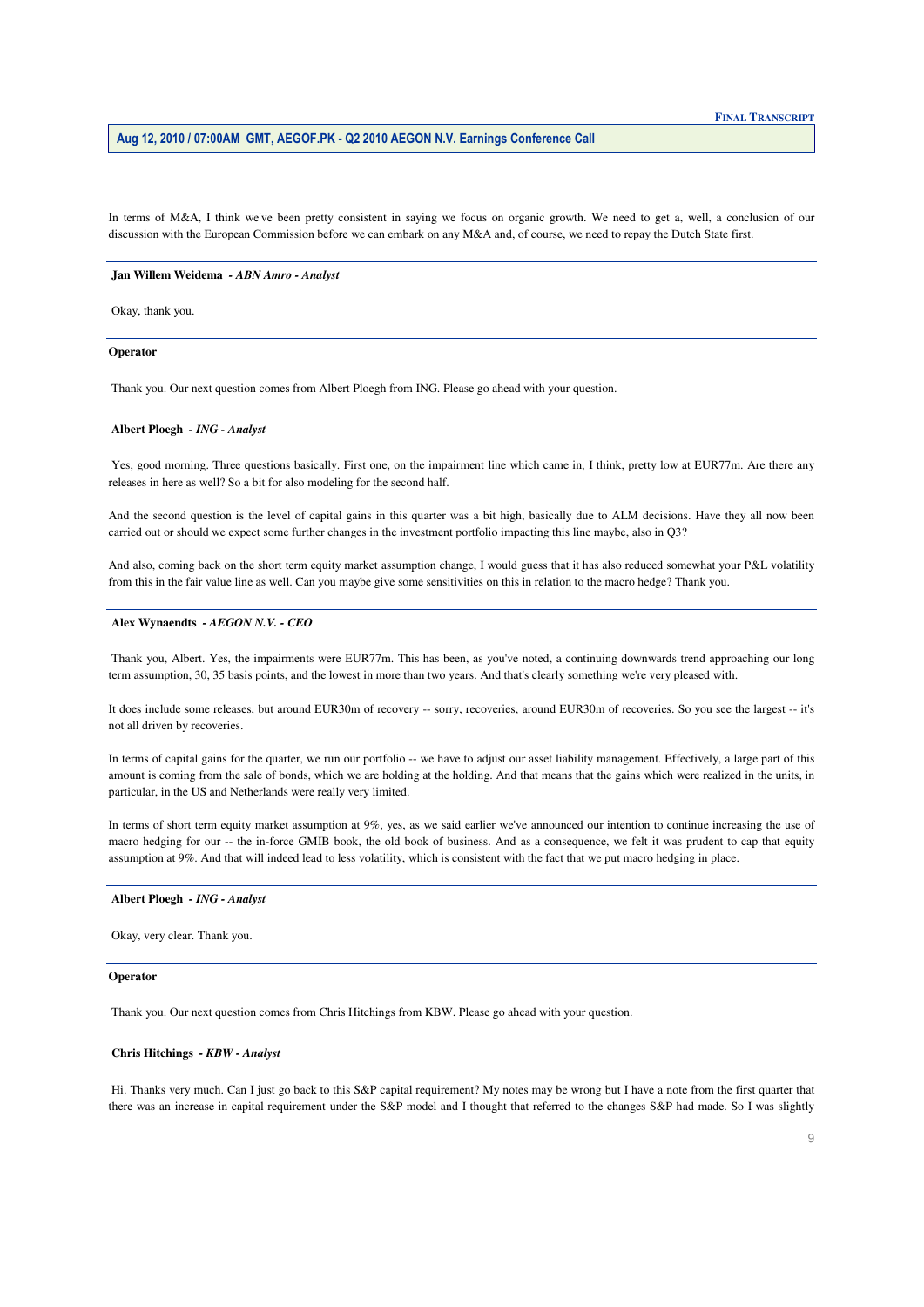In terms of M&A, I think we've been pretty consistent in saying we focus on organic growth. We need to get a, well, a conclusion of our discussion with the European Commission before we can embark on any M&A and, of course, we need to repay the Dutch State first.

**Jan Willem Weidema** *- ABN Amro - Analyst*

Okay, thank you.

**Operator**

Thank you. Our next question comes from Albert Ploegh from ING. Please go ahead with your question.

**Albert Ploegh** *- ING - Analyst*

Yes, good morning. Three questions basically. First one, on the impairment line which came in, I think, pretty low at EUR77m. Are there any releases in here as well? So a bit for also modeling for the second half.

And the second question is the level of capital gains in this quarter was a bit high, basically due to ALM decisions. Have they all now been carried out or should we expect some further changes in the investment portfolio impacting this line maybe, also in Q3?

And also, coming back on the short term equity market assumption change, I would guess that it has also reduced somewhat your P&L volatility from this in the fair value line as well. Can you maybe give some sensitivities on this in relation to the macro hedge? Thank you.

**Alex Wynaendts** *- AEGON N.V. - CEO*

Thank you, Albert. Yes, the impairments were EUR77m. This has been, as you've noted, a continuing downwards trend approaching our long term assumption, 30, 35 basis points, and the lowest in more than two years. And that's clearly something we're very pleased with.

It does include some releases, but around EUR30m of recovery -- sorry, recoveries, around EUR30m of recoveries. So you see the largest -- it's not all driven by recoveries.

In terms of capital gains for the quarter, we run our portfolio -- we have to adjust our asset liability management. Effectively, a large part of this amount is coming from the sale of bonds, which we are holding at the holding. And that means that the gains which were realized in the units, in particular, in the US and Netherlands were really very limited.

In terms of short term equity market assumption at 9%, yes, as we said earlier we've announced our intention to continue increasing the use of macro hedging for our -- the in-force GMIB book, the old book of business. And as a consequence, we felt it was prudent to cap that equity assumption at 9%. And that will indeed lead to less volatility, which is consistent with the fact that we put macro hedging in place.

**Albert Ploegh** *- ING - Analyst*

Okay, very clear. Thank you.

**Operator**

Thank you. Our next question comes from Chris Hitchings from KBW. Please go ahead with your question.

**Chris Hitchings** *- KBW - Analyst*

Hi. Thanks very much. Can I just go back to this S&P capital requirement? My notes may be wrong but I have a note from the first quarter that there was an increase in capital requirement under the S&P model and I thought that referred to the changes S&P had made. So I was slightly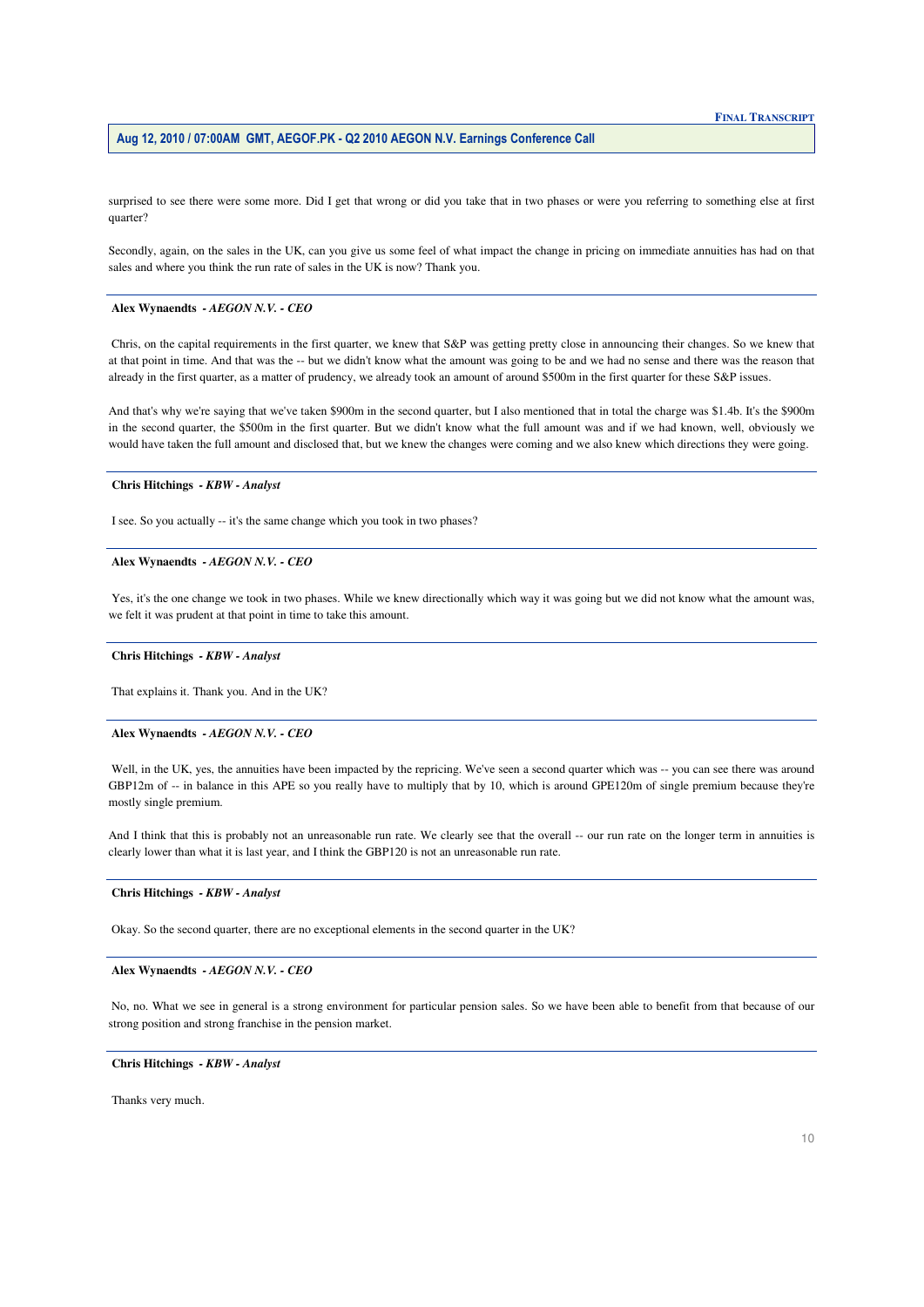surprised to see there were some more. Did I get that wrong or did you take that in two phases or were you referring to something else at first quarter?

Secondly, again, on the sales in the UK, can you give us some feel of what impact the change in pricing on immediate annuities has had on that sales and where you think the run rate of sales in the UK is now? Thank you.

**Alex Wynaendts** *- AEGON N.V. - CEO*

Chris, on the capital requirements in the first quarter, we knew that S&P was getting pretty close in announcing their changes. So we knew that at that point in time. And that was the -- but we didn't know what the amount was going to be and we had no sense and there was the reason that already in the first quarter, as a matter of prudency, we already took an amount of around $500m in the first quarter for these S&P issues.

And that's why we're saying that we've taken $900m in the second quarter, but I also mentioned that in total the charge was $1.4b. It's the $900m in the second quarter, the $500m in the first quarter. But we didn't know what the full amount was and if we had known, well, obviously we would have taken the full amount and disclosed that, but we knew the changes were coming and we also knew which directions they were going.

**Chris Hitchings** *- KBW - Analyst*

I see. So you actually -- it's the same change which you took in two phases?

**Alex Wynaendts** *- AEGON N.V. - CEO*

Yes, it's the one change we took in two phases. While we knew directionally which way it was going but we did not know what the amount was, we felt it was prudent at that point in time to take this amount.

**Chris Hitchings** *- KBW - Analyst*

That explains it. Thank you. And in the UK?

**Alex Wynaendts** *- AEGON N.V. - CEO*

Well, in the UK, yes, the annuities have been impacted by the repricing. We've seen a second quarter which was -- you can see there was around GBP12m of -- in balance in this APE so you really have to multiply that by 10, which is around GPE120m of single premium because they're mostly single premium.

And I think that this is probably not an unreasonable run rate. We clearly see that the overall -- our run rate on the longer term in annuities is clearly lower than what it is last year, and I think the GBP120 is not an unreasonable run rate.

**Chris Hitchings** *- KBW - Analyst*

Okay. So the second quarter, there are no exceptional elements in the second quarter in the UK?

**Alex Wynaendts** *- AEGON N.V. - CEO*

No, no. What we see in general is a strong environment for particular pension sales. So we have been able to benefit from that because of our strong position and strong franchise in the pension market.

**Chris Hitchings** *- KBW - Analyst*

Thanks very much.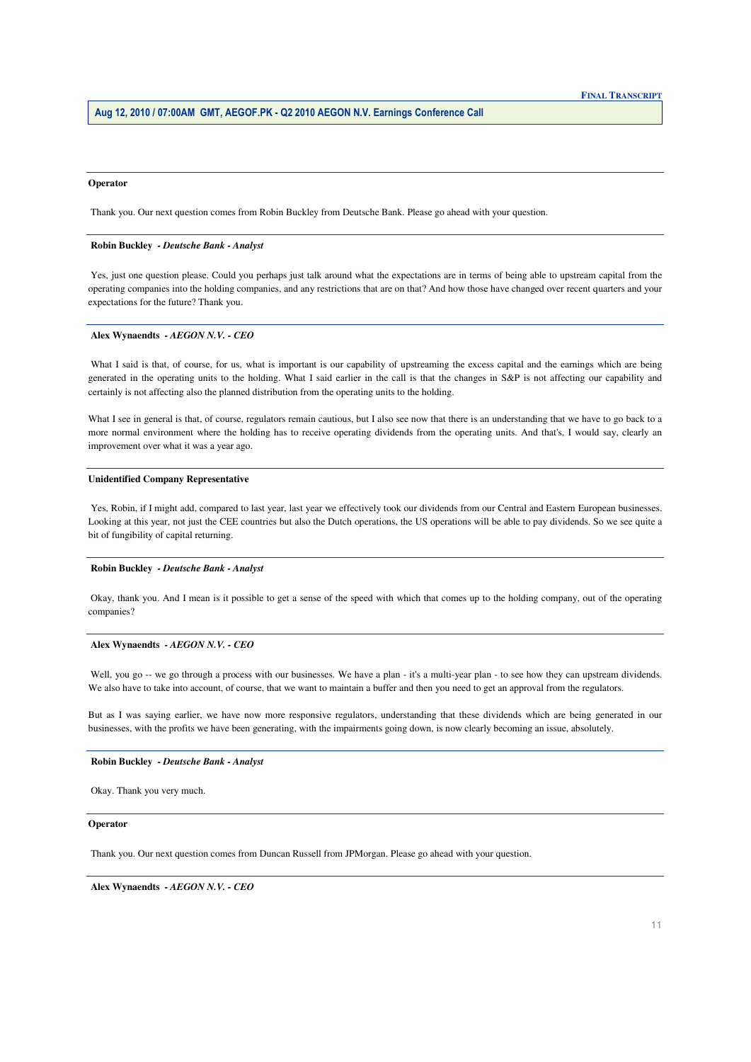**Operator**

Thank you. Our next question comes from Robin Buckley from Deutsche Bank. Please go ahead with your question.

---

**Robin Buckley** *- Deutsche Bank - Analyst*

Yes, just one question please. Could you perhaps just talk around what the expectations are in terms of being able to upstream capital from the operating companies into the holding companies, and any restrictions that are on that? And how those have changed over recent quarters and your expectations for the future? Thank you.

---

**Alex Wynaendts** *- AEGON N.V. - CEO*

What I said is that, of course, for us, what is important is our capability of upstreaming the excess capital and the earnings which are being generated in the operating units to the holding. What I said earlier in the call is that the changes in S&P is not affecting our capability and certainly is not affecting also the planned distribution from the operating units to the holding.

What I see in general is that, of course, regulators remain cautious, but I also see now that there is an understanding that we have to go back to a more normal environment where the holding has to receive operating dividends from the operating units. And that's, I would say, clearly an improvement over what it was a year ago.

---

**Unidentified Company Representative**

Yes, Robin, if I might add, compared to last year, last year we effectively took our dividends from our Central and Eastern European businesses. Looking at this year, not just the CEE countries but also the Dutch operations, the US operations will be able to pay dividends. So we see quite a bit of fungibility of capital returning.

---

**Robin Buckley** *- Deutsche Bank - Analyst*

Okay, thank you. And I mean is it possible to get a sense of the speed with which that comes up to the holding company, out of the operating companies?

---

**Alex Wynaendts** *- AEGON N.V. - CEO*

Well, you go -- we go through a process with our businesses. We have a plan - it's a multi-year plan - to see how they can upstream dividends. We also have to take into account, of course, that we want to maintain a buffer and then you need to get an approval from the regulators.

But as I was saying earlier, we have now more responsive regulators, understanding that these dividends which are being generated in our businesses, with the profits we have been generating, with the impairments going down, is now clearly becoming an issue, absolutely.

---

**Robin Buckley** *- Deutsche Bank - Analyst*

Okay. Thank you very much.

---

**Operator**

Thank you. Our next question comes from Duncan Russell from JPMorgan. Please go ahead with your question.

---

**Alex Wynaendts** *- AEGON N.V. - CEO*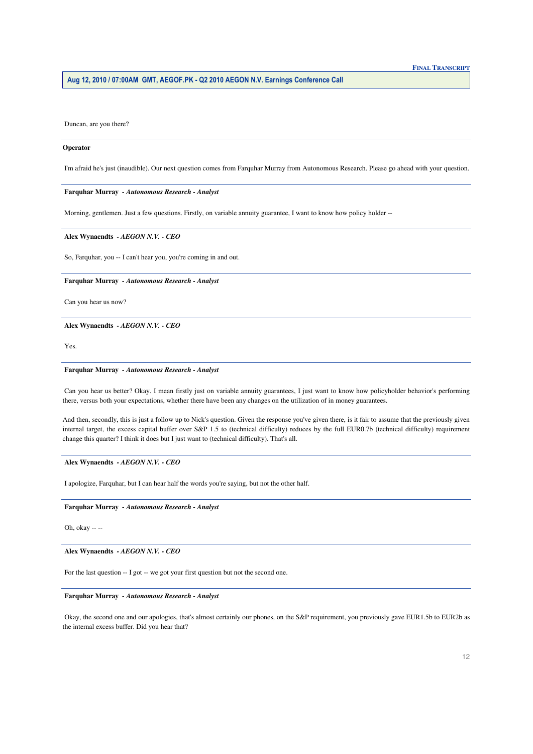Duncan, are you there?

---

**Operator**

I'm afraid he's just (inaudible). Our next question comes from Farquhar Murray from Autonomous Research. Please go ahead with your question.

---

**Farquhar Murray** *- Autonomous Research - Analyst*

Morning, gentlemen. Just a few questions. Firstly, on variable annuity guarantee, I want to know how policy holder --

---

**Alex Wynaendts** *- AEGON N.V. - CEO*

So, Farquhar, you -- I can't hear you, you're coming in and out.

---

**Farquhar Murray** *- Autonomous Research - Analyst*

Can you hear us now?

---

**Alex Wynaendts** *- AEGON N.V. - CEO*

Yes.

---

**Farquhar Murray** *- Autonomous Research - Analyst*

Can you hear us better? Okay. I mean firstly just on variable annuity guarantees, I just want to know how policyholder behavior's performing there, versus both your expectations, whether there have been any changes on the utilization of in money guarantees.

And then, secondly, this is just a follow up to Nick's question. Given the response you've given there, is it fair to assume that the previously given internal target, the excess capital buffer over S&P 1.5 to (technical difficulty) reduces by the full EUR0.7b (technical difficulty) requirement change this quarter? I think it does but I just want to (technical difficulty). That's all.

---

**Alex Wynaendts** *- AEGON N.V. - CEO*

I apologize, Farquhar, but I can hear half the words you're saying, but not the other half.

---

**Farquhar Murray** *- Autonomous Research - Analyst*

Oh, okay -- --

---

**Alex Wynaendts** *- AEGON N.V. - CEO*

For the last question -- I got -- we got your first question but not the second one.

---

**Farquhar Murray** *- Autonomous Research - Analyst*

Okay, the second one and our apologies, that's almost certainly our phones, on the S&P requirement, you previously gave EUR1.5b to EUR2b as the internal excess buffer. Did you hear that?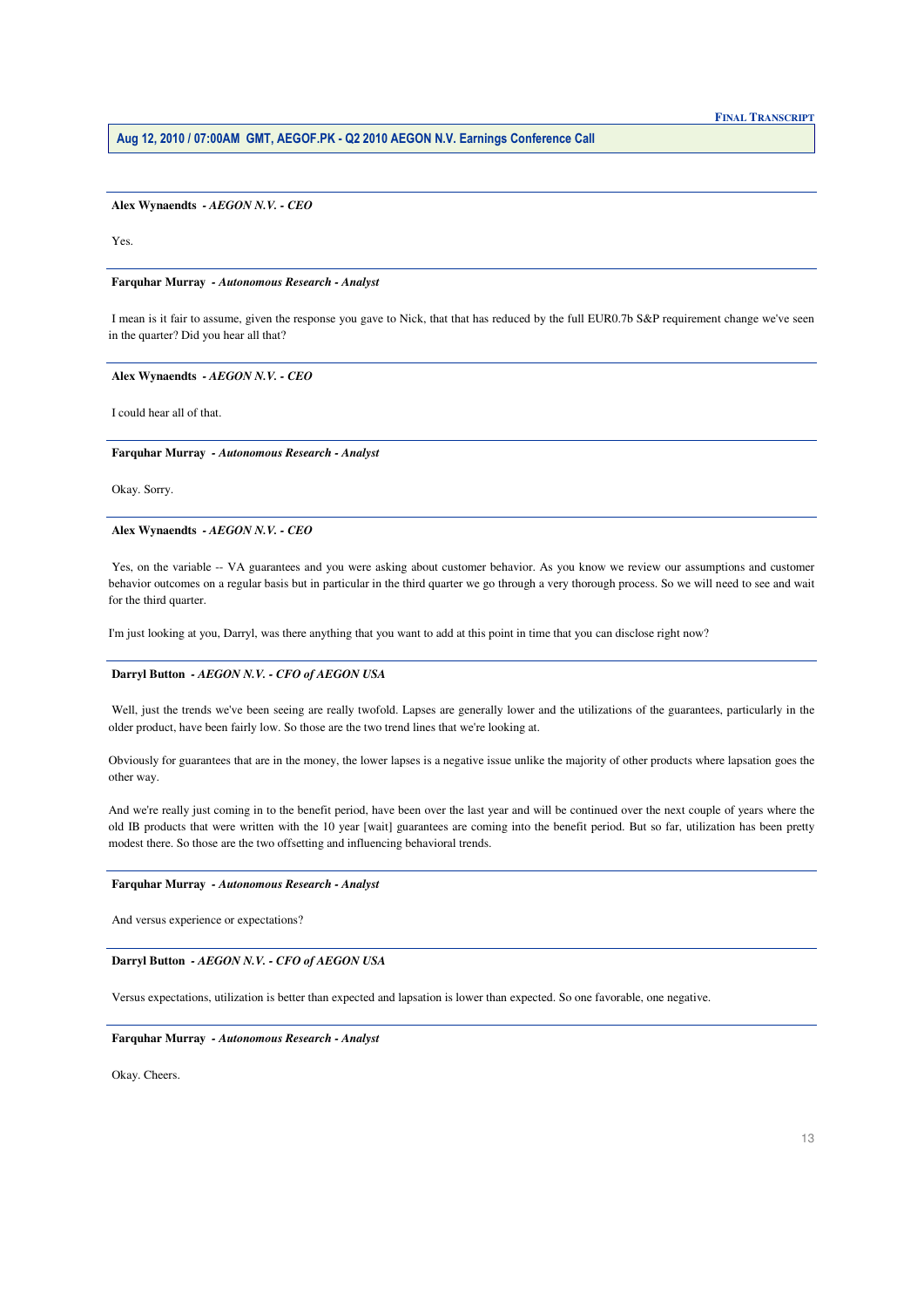**Alex Wynaendts** - ***AEGON N.V. - CEO***

Yes.

**Farquhar Murray** - ***Autonomous Research - Analyst***

I mean is it fair to assume, given the response you gave to Nick, that that has reduced by the full EUR0.7b S&P requirement change we've seen in the quarter? Did you hear all that?

**Alex Wynaendts** - ***AEGON N.V. - CEO***

I could hear all of that.

**Farquhar Murray** - ***Autonomous Research - Analyst***

Okay. Sorry.

**Alex Wynaendts** - ***AEGON N.V. - CEO***

Yes, on the variable -- VA guarantees and you were asking about customer behavior. As you know we review our assumptions and customer behavior outcomes on a regular basis but in particular in the third quarter we go through a very thorough process. So we will need to see and wait for the third quarter.

I'm just looking at you, Darryl, was there anything that you want to add at this point in time that you can disclose right now?

**Darryl Button** - ***AEGON N.V. - CFO of AEGON USA***

Well, just the trends we've been seeing are really twofold. Lapses are generally lower and the utilizations of the guarantees, particularly in the older product, have been fairly low. So those are the two trend lines that we're looking at.

Obviously for guarantees that are in the money, the lower lapses is a negative issue unlike the majority of other products where lapsation goes the other way.

And we're really just coming in to the benefit period, have been over the last year and will be continued over the next couple of years where the old IB products that were written with the 10 year [wait] guarantees are coming into the benefit period. But so far, utilization has been pretty modest there. So those are the two offsetting and influencing behavioral trends.

**Farquhar Murray** - ***Autonomous Research - Analyst***

And versus experience or expectations?

**Darryl Button** - ***AEGON N.V. - CFO of AEGON USA***

Versus expectations, utilization is better than expected and lapsation is lower than expected. So one favorable, one negative.

**Farquhar Murray** - ***Autonomous Research - Analyst***

Okay. Cheers.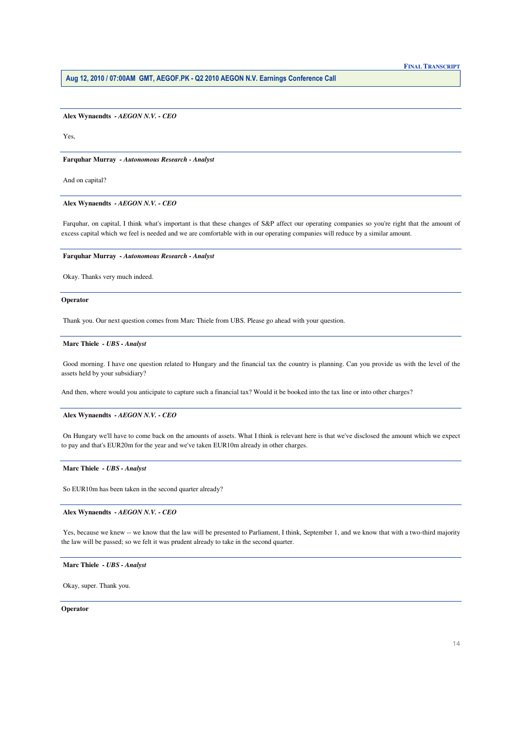**Alex Wynaendts** *- AEGON N.V. - CEO*

Yes,

**Farquhar Murray** *- Autonomous Research - Analyst*

And on capital?

**Alex Wynaendts** *- AEGON N.V. - CEO*

Farquhar, on capital, I think what's important is that these changes of S&P affect our operating companies so you're right that the amount of excess capital which we feel is needed and we are comfortable with in our operating companies will reduce by a similar amount.

**Farquhar Murray** *- Autonomous Research - Analyst*

Okay. Thanks very much indeed.

**Operator**

Thank you. Our next question comes from Marc Thiele from UBS. Please go ahead with your question.

**Marc Thiele** *- UBS - Analyst*

Good morning. I have one question related to Hungary and the financial tax the country is planning. Can you provide us with the level of the assets held by your subsidiary?

And then, where would you anticipate to capture such a financial tax? Would it be booked into the tax line or into other charges?

**Alex Wynaendts** *- AEGON N.V. - CEO*

On Hungary we'll have to come back on the amounts of assets. What I think is relevant here is that we've disclosed the amount which we expect to pay and that's EUR20m for the year and we've taken EUR10m already in other charges.

**Marc Thiele** *- UBS - Analyst*

So EUR10m has been taken in the second quarter already?

**Alex Wynaendts** *- AEGON N.V. - CEO*

Yes, because we knew -- we know that the law will be presented to Parliament, I think, September 1, and we know that with a two-third majority the law will be passed; so we felt it was prudent already to take in the second quarter.

**Marc Thiele** *- UBS - Analyst*

Okay, super. Thank you.

**Operator**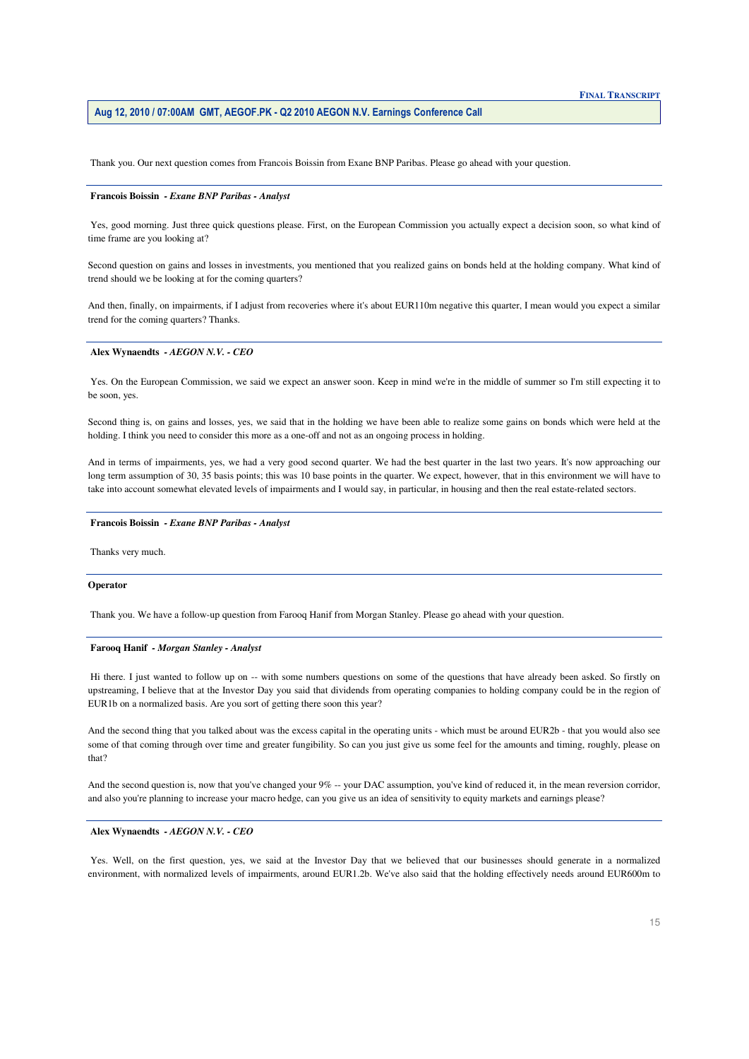Thank you. Our next question comes from Francois Boissin from Exane BNP Paribas. Please go ahead with your question.

---

**Francois Boissin** - ***Exane BNP Paribas - Analyst***

Yes, good morning. Just three quick questions please. First, on the European Commission you actually expect a decision soon, so what kind of time frame are you looking at?

Second question on gains and losses in investments, you mentioned that you realized gains on bonds held at the holding company. What kind of trend should we be looking at for the coming quarters?

And then, finally, on impairments, if I adjust from recoveries where it's about EUR110m negative this quarter, I mean would you expect a similar trend for the coming quarters? Thanks.

---

**Alex Wynaendts** - ***AEGON N.V. - CEO***

Yes. On the European Commission, we said we expect an answer soon. Keep in mind we're in the middle of summer so I'm still expecting it to be soon, yes.

Second thing is, on gains and losses, yes, we said that in the holding we have been able to realize some gains on bonds which were held at the holding. I think you need to consider this more as a one-off and not as an ongoing process in holding.

And in terms of impairments, yes, we had a very good second quarter. We had the best quarter in the last two years. It's now approaching our long term assumption of 30, 35 basis points; this was 10 base points in the quarter. We expect, however, that in this environment we will have to take into account somewhat elevated levels of impairments and I would say, in particular, in housing and then the real estate-related sectors.

---

**Francois Boissin** - ***Exane BNP Paribas - Analyst***

Thanks very much.

---

**Operator**

Thank you. We have a follow-up question from Farooq Hanif from Morgan Stanley. Please go ahead with your question.

---

**Farooq Hanif** - ***Morgan Stanley - Analyst***

Hi there. I just wanted to follow up on -- with some numbers questions on some of the questions that have already been asked. So firstly on upstreaming, I believe that at the Investor Day you said that dividends from operating companies to holding company could be in the region of EUR1b on a normalized basis. Are you sort of getting there soon this year?

And the second thing that you talked about was the excess capital in the operating units - which must be around EUR2b - that you would also see some of that coming through over time and greater fungibility. So can you just give us some feel for the amounts and timing, roughly, please on that?

And the second question is, now that you've changed your 9% -- your DAC assumption, you've kind of reduced it, in the mean reversion corridor, and also you're planning to increase your macro hedge, can you give us an idea of sensitivity to equity markets and earnings please?

---

**Alex Wynaendts** - ***AEGON N.V. - CEO***

Yes. Well, on the first question, yes, we said at the Investor Day that we believed that our businesses should generate in a normalized environment, with normalized levels of impairments, around EUR1.2b. We've also said that the holding effectively needs around EUR600m to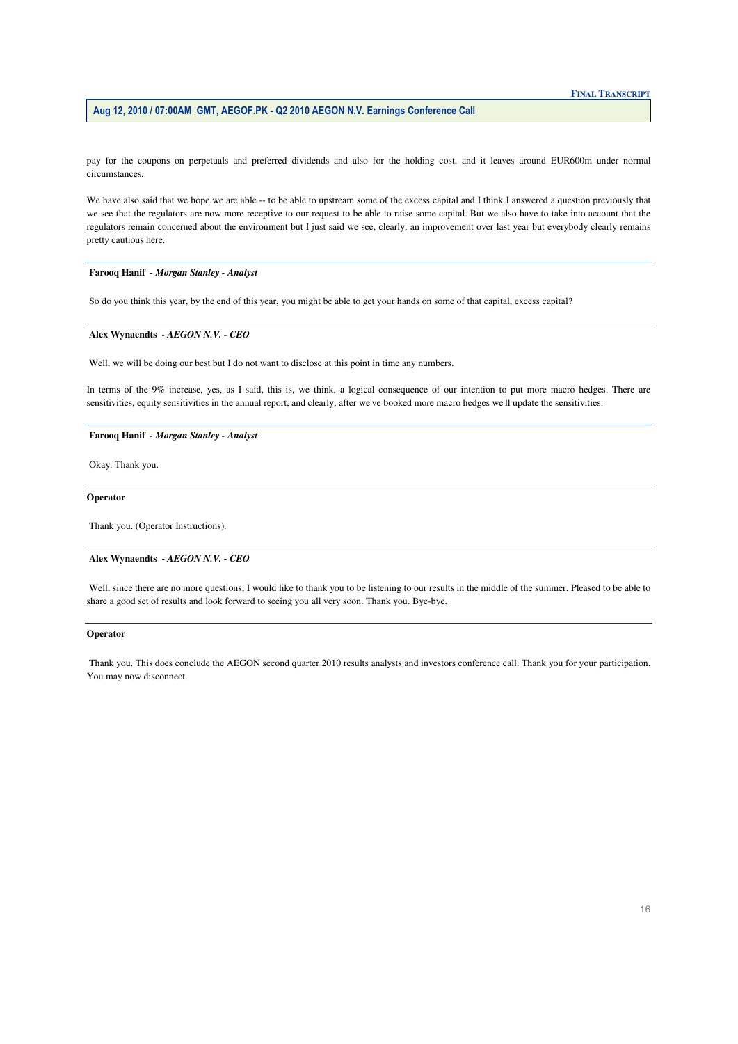pay for the coupons on perpetuals and preferred dividends and also for the holding cost, and it leaves around EUR600m under normal circumstances.

We have also said that we hope we are able -- to be able to upstream some of the excess capital and I think I answered a question previously that we see that the regulators are now more receptive to our request to be able to raise some capital. But we also have to take into account that the regulators remain concerned about the environment but I just said we see, clearly, an improvement over last year but everybody clearly remains pretty cautious here.

---

**Farooq Hanif** - ***Morgan Stanley - Analyst***

So do you think this year, by the end of this year, you might be able to get your hands on some of that capital, excess capital?

---

**Alex Wynaendts** - ***AEGON N.V. - CEO***

Well, we will be doing our best but I do not want to disclose at this point in time any numbers.

In terms of the 9% increase, yes, as I said, this is, we think, a logical consequence of our intention to put more macro hedges. There are sensitivities, equity sensitivities in the annual report, and clearly, after we've booked more macro hedges we'll update the sensitivities.

---

**Farooq Hanif** - ***Morgan Stanley - Analyst***

Okay. Thank you.

---

**Operator**

Thank you. (Operator Instructions).

---

**Alex Wynaendts** - ***AEGON N.V. - CEO***

Well, since there are no more questions, I would like to thank you to be listening to our results in the middle of the summer. Pleased to be able to share a good set of results and look forward to seeing you all very soon. Thank you. Bye-bye.

---

**Operator**

Thank you. This does conclude the AEGON second quarter 2010 results analysts and investors conference call. Thank you for your participation. You may now disconnect.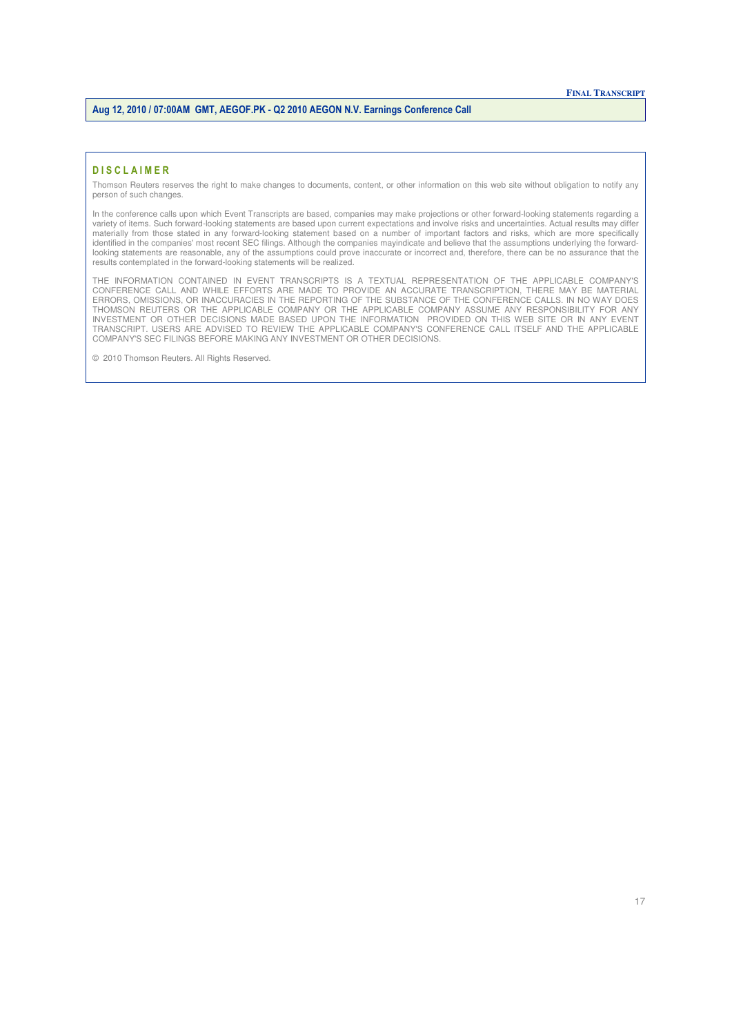## DISCLAIMER

Thomson Reuters reserves the right to make changes to documents, content, or other information on this web site without obligation to notify any person of such changes.

In the conference calls upon which Event Transcripts are based, companies may make projections or other forward-looking statements regarding a variety of items. Such forward-looking statements are based upon current expectations and involve risks and uncertainties. Actual results may differ materially from those stated in any forward-looking statement based on a number of important factors and risks, which are more specifically identified in the companies' most recent SEC filings. Although the companies mayindicate and believe that the assumptions underlying the forward-looking statements are reasonable, any of the assumptions could prove inaccurate or incorrect and, therefore, there can be no assurance that the results contemplated in the forward-looking statements will be realized.

THE INFORMATION CONTAINED IN EVENT TRANSCRIPTS IS A TEXTUAL REPRESENTATION OF THE APPLICABLE COMPANY'S CONFERENCE CALL AND WHILE EFFORTS ARE MADE TO PROVIDE AN ACCURATE TRANSCRIPTION, THERE MAY BE MATERIAL ERRORS, OMISSIONS, OR INACCURACIES IN THE REPORTING OF THE SUBSTANCE OF THE CONFERENCE CALLS. IN NO WAY DOES THOMSON REUTERS OR THE APPLICABLE COMPANY OR THE APPLICABLE COMPANY ASSUME ANY RESPONSIBILITY FOR ANY INVESTMENT OR OTHER DECISIONS MADE BASED UPON THE INFORMATION PROVIDED ON THIS WEB SITE OR IN ANY EVENT TRANSCRIPT. USERS ARE ADVISED TO REVIEW THE APPLICABLE COMPANY'S CONFERENCE CALL ITSELF AND THE APPLICABLE COMPANY'S SEC FILINGS BEFORE MAKING ANY INVESTMENT OR OTHER DECISIONS.

© 2010 Thomson Reuters. All Rights Reserved.